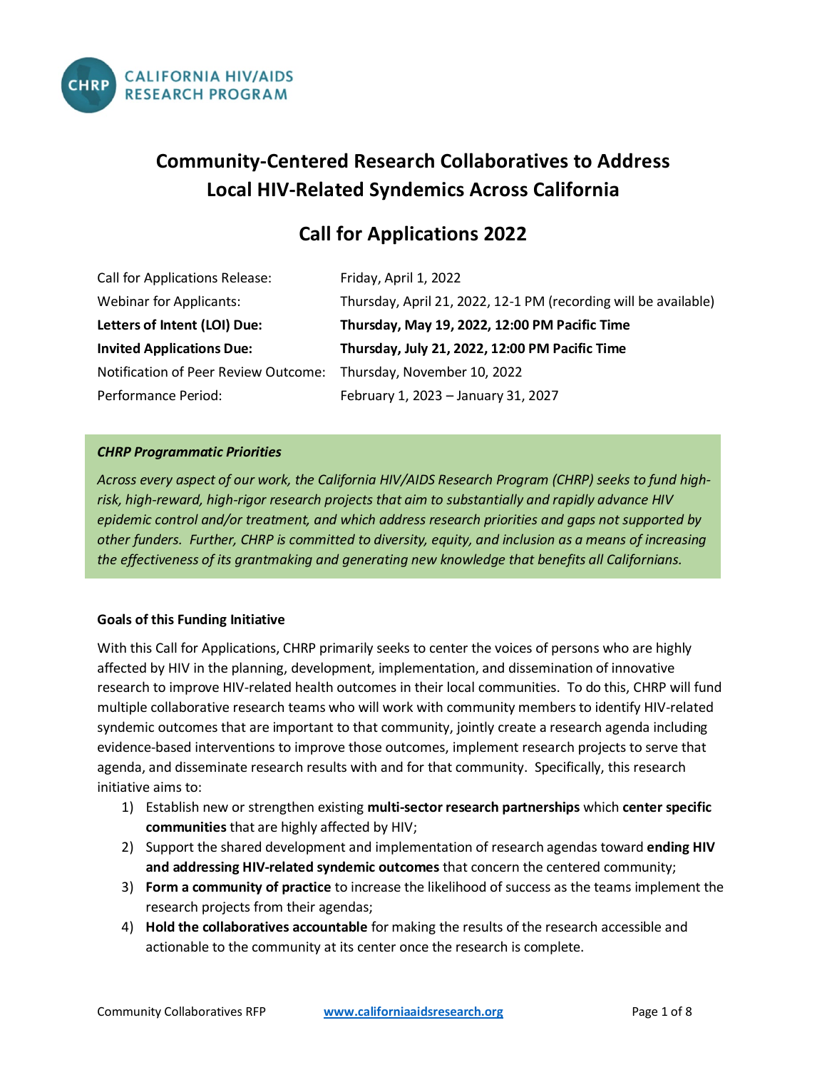CALIFORNIA HIV/AIDS RESEARCH PROGRAM

# Community-Centered Research Collaboratives to Address Local HIV-Related Syndemics Across California

## Call for Applications 2022

| | |
|---|---|
| Call for Applications Release: | Friday, April 1, 2022 |
| Webinar for Applicants: | Thursday, April 21, 2022, 12-1 PM (recording will be available) |
| **Letters of Intent (LOI) Due:** | **Thursday, May 19, 2022, 12:00 PM Pacific Time** |
| **Invited Applications Due:** | **Thursday, July 21, 2022, 12:00 PM Pacific Time** |
| Notification of Peer Review Outcome: | Thursday, November 10, 2022 |
| Performance Period: | February 1, 2023 – January 31, 2027 |

***CHRP Programmatic Priorities***

*Across every aspect of our work, the California HIV/AIDS Research Program (CHRP) seeks to fund high-risk, high-reward, high-rigor research projects that aim to substantially and rapidly advance HIV epidemic control and/or treatment, and which address research priorities and gaps not supported by other funders. Further, CHRP is committed to diversity, equity, and inclusion as a means of increasing the effectiveness of its grantmaking and generating new knowledge that benefits all Californians.*

**Goals of this Funding Initiative**

With this Call for Applications, CHRP primarily seeks to center the voices of persons who are highly affected by HIV in the planning, development, implementation, and dissemination of innovative research to improve HIV-related health outcomes in their local communities. To do this, CHRP will fund multiple collaborative research teams who will work with community members to identify HIV-related syndemic outcomes that are important to that community, jointly create a research agenda including evidence-based interventions to improve those outcomes, implement research projects to serve that agenda, and disseminate research results with and for that community. Specifically, this research initiative aims to:

1) Establish new or strengthen existing **multi-sector research partnerships** which **center specific communities** that are highly affected by HIV;
2) Support the shared development and implementation of research agendas toward **ending HIV and addressing HIV-related syndemic outcomes** that concern the centered community;
3) **Form a community of practice** to increase the likelihood of success as the teams implement the research projects from their agendas;
4) **Hold the collaboratives accountable** for making the results of the research accessible and actionable to the community at its center once the research is complete.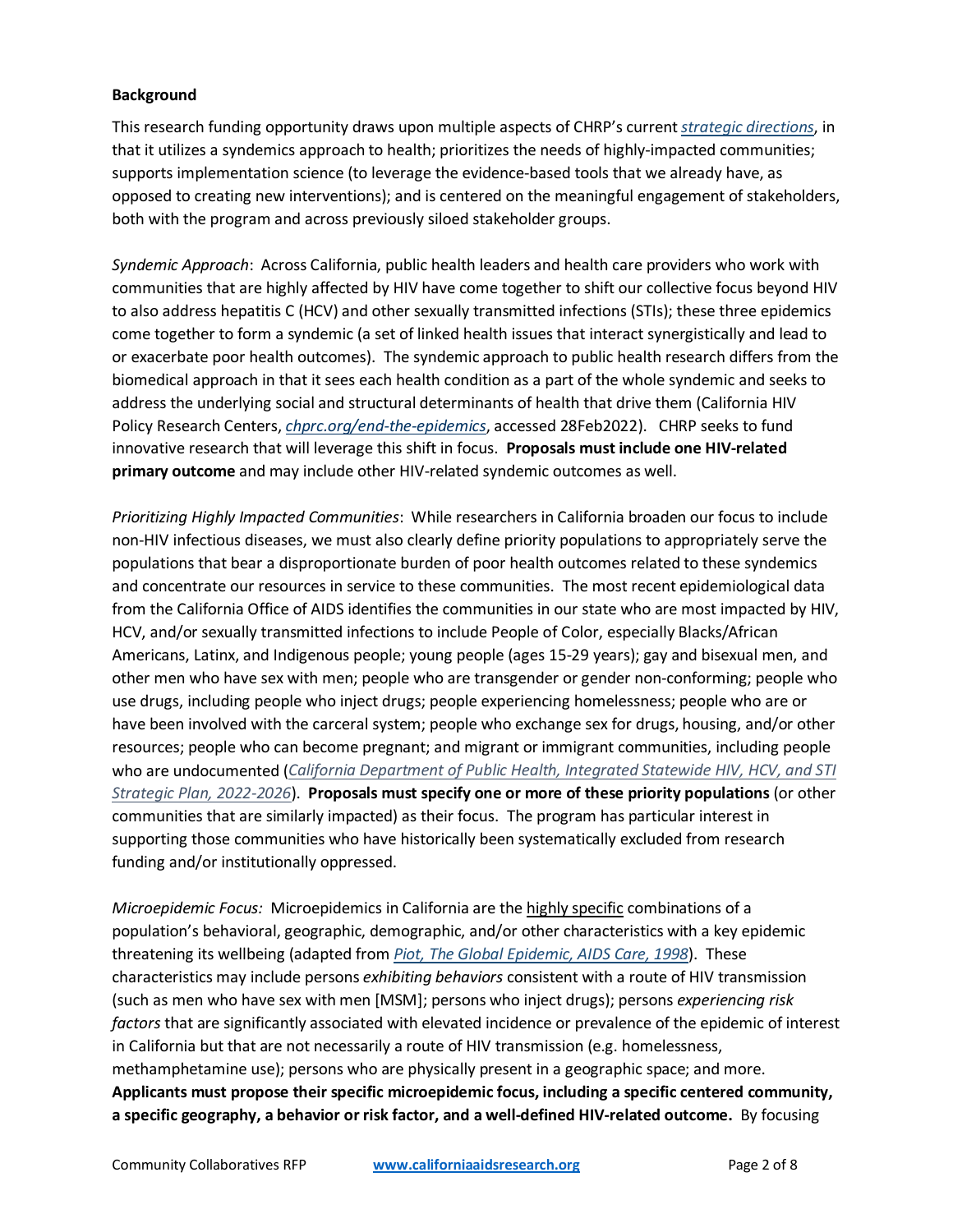**Background**

This research funding opportunity draws upon multiple aspects of CHRP's current *strategic directions*, in that it utilizes a syndemics approach to health; prioritizes the needs of highly-impacted communities; supports implementation science (to leverage the evidence-based tools that we already have, as opposed to creating new interventions); and is centered on the meaningful engagement of stakeholders, both with the program and across previously siloed stakeholder groups.

*Syndemic Approach*: Across California, public health leaders and health care providers who work with communities that are highly affected by HIV have come together to shift our collective focus beyond HIV to also address hepatitis C (HCV) and other sexually transmitted infections (STIs); these three epidemics come together to form a syndemic (a set of linked health issues that interact synergistically and lead to or exacerbate poor health outcomes). The syndemic approach to public health research differs from the biomedical approach in that it sees each health condition as a part of the whole syndemic and seeks to address the underlying social and structural determinants of health that drive them (California HIV Policy Research Centers, *chprc.org/end-the-epidemics*, accessed 28Feb2022). CHRP seeks to fund innovative research that will leverage this shift in focus. **Proposals must include one HIV-related primary outcome** and may include other HIV-related syndemic outcomes as well.

*Prioritizing Highly Impacted Communities*: While researchers in California broaden our focus to include non-HIV infectious diseases, we must also clearly define priority populations to appropriately serve the populations that bear a disproportionate burden of poor health outcomes related to these syndemics and concentrate our resources in service to these communities. The most recent epidemiological data from the California Office of AIDS identifies the communities in our state who are most impacted by HIV, HCV, and/or sexually transmitted infections to include People of Color, especially Blacks/African Americans, Latinx, and Indigenous people; young people (ages 15-29 years); gay and bisexual men, and other men who have sex with men; people who are transgender or gender non-conforming; people who use drugs, including people who inject drugs; people experiencing homelessness; people who are or have been involved with the carceral system; people who exchange sex for drugs, housing, and/or other resources; people who can become pregnant; and migrant or immigrant communities, including people who are undocumented (*California Department of Public Health, Integrated Statewide HIV, HCV, and STI Strategic Plan, 2022-2026*). **Proposals must specify one or more of these priority populations** (or other communities that are similarly impacted) as their focus. The program has particular interest in supporting those communities who have historically been systematically excluded from research funding and/or institutionally oppressed.

*Microepidemic Focus:* Microepidemics in California are the highly specific combinations of a population's behavioral, geographic, demographic, and/or other characteristics with a key epidemic threatening its wellbeing (adapted from *Piot, The Global Epidemic, AIDS Care, 1998*). These characteristics may include persons *exhibiting behaviors* consistent with a route of HIV transmission (such as men who have sex with men [MSM]; persons who inject drugs); persons *experiencing risk factors* that are significantly associated with elevated incidence or prevalence of the epidemic of interest in California but that are not necessarily a route of HIV transmission (e.g. homelessness, methamphetamine use); persons who are physically present in a geographic space; and more. **Applicants must propose their specific microepidemic focus, including a specific centered community, a specific geography, a behavior or risk factor, and a well-defined HIV-related outcome.** By focusing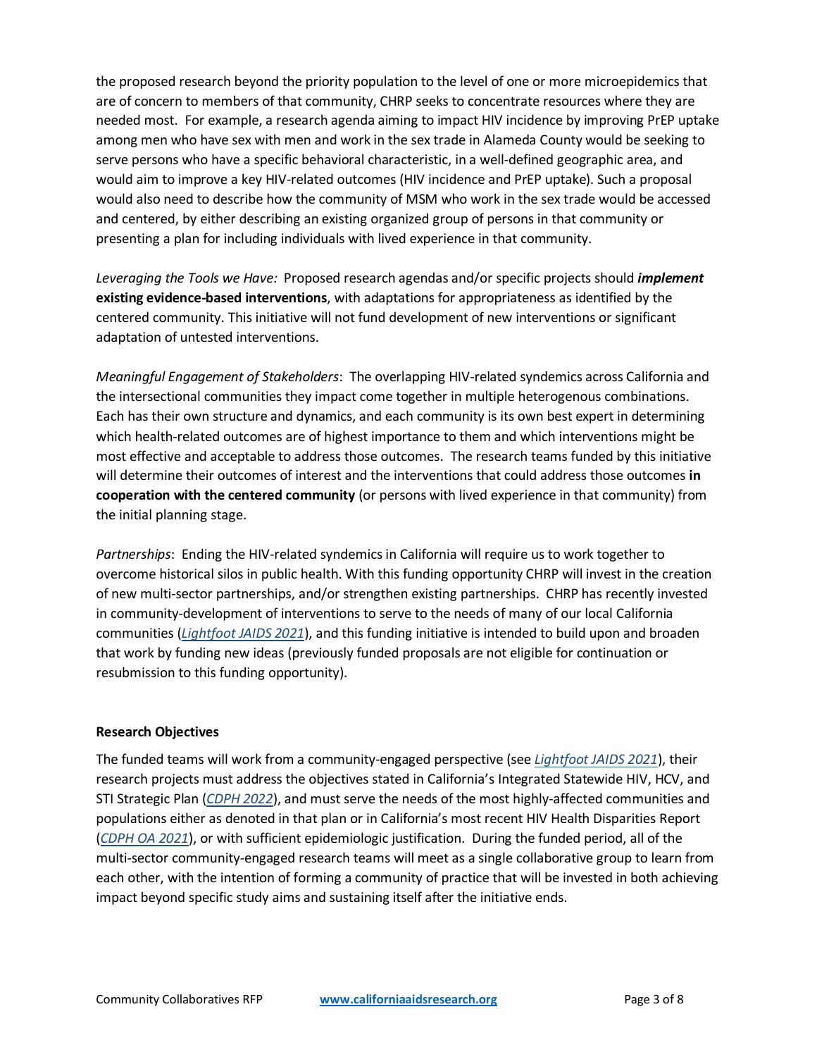the proposed research beyond the priority population to the level of one or more microepidemics that are of concern to members of that community, CHRP seeks to concentrate resources where they are needed most. For example, a research agenda aiming to impact HIV incidence by improving PrEP uptake among men who have sex with men and work in the sex trade in Alameda County would be seeking to serve persons who have a specific behavioral characteristic, in a well-defined geographic area, and would aim to improve a key HIV-related outcomes (HIV incidence and PrEP uptake). Such a proposal would also need to describe how the community of MSM who work in the sex trade would be accessed and centered, by either describing an existing organized group of persons in that community or presenting a plan for including individuals with lived experience in that community.

*Leveraging the Tools we Have:* Proposed research agendas and/or specific projects should ***implement* existing evidence-based interventions**, with adaptations for appropriateness as identified by the centered community. This initiative will not fund development of new interventions or significant adaptation of untested interventions.

*Meaningful Engagement of Stakeholders*: The overlapping HIV-related syndemics across California and the intersectional communities they impact come together in multiple heterogenous combinations. Each has their own structure and dynamics, and each community is its own best expert in determining which health-related outcomes are of highest importance to them and which interventions might be most effective and acceptable to address those outcomes. The research teams funded by this initiative will determine their outcomes of interest and the interventions that could address those outcomes **in cooperation with the centered community** (or persons with lived experience in that community) from the initial planning stage.

*Partnerships*: Ending the HIV-related syndemics in California will require us to work together to overcome historical silos in public health. With this funding opportunity CHRP will invest in the creation of new multi-sector partnerships, and/or strengthen existing partnerships. CHRP has recently invested in community-development of interventions to serve to the needs of many of our local California communities (*Lightfoot JAIDS 2021*), and this funding initiative is intended to build upon and broaden that work by funding new ideas (previously funded proposals are not eligible for continuation or resubmission to this funding opportunity).

**Research Objectives**

The funded teams will work from a community-engaged perspective (see *Lightfoot JAIDS 2021*), their research projects must address the objectives stated in California's Integrated Statewide HIV, HCV, and STI Strategic Plan (*CDPH 2022*), and must serve the needs of the most highly-affected communities and populations either as denoted in that plan or in California's most recent HIV Health Disparities Report (*CDPH OA 2021*), or with sufficient epidemiologic justification. During the funded period, all of the multi-sector community-engaged research teams will meet as a single collaborative group to learn from each other, with the intention of forming a community of practice that will be invested in both achieving impact beyond specific study aims and sustaining itself after the initiative ends.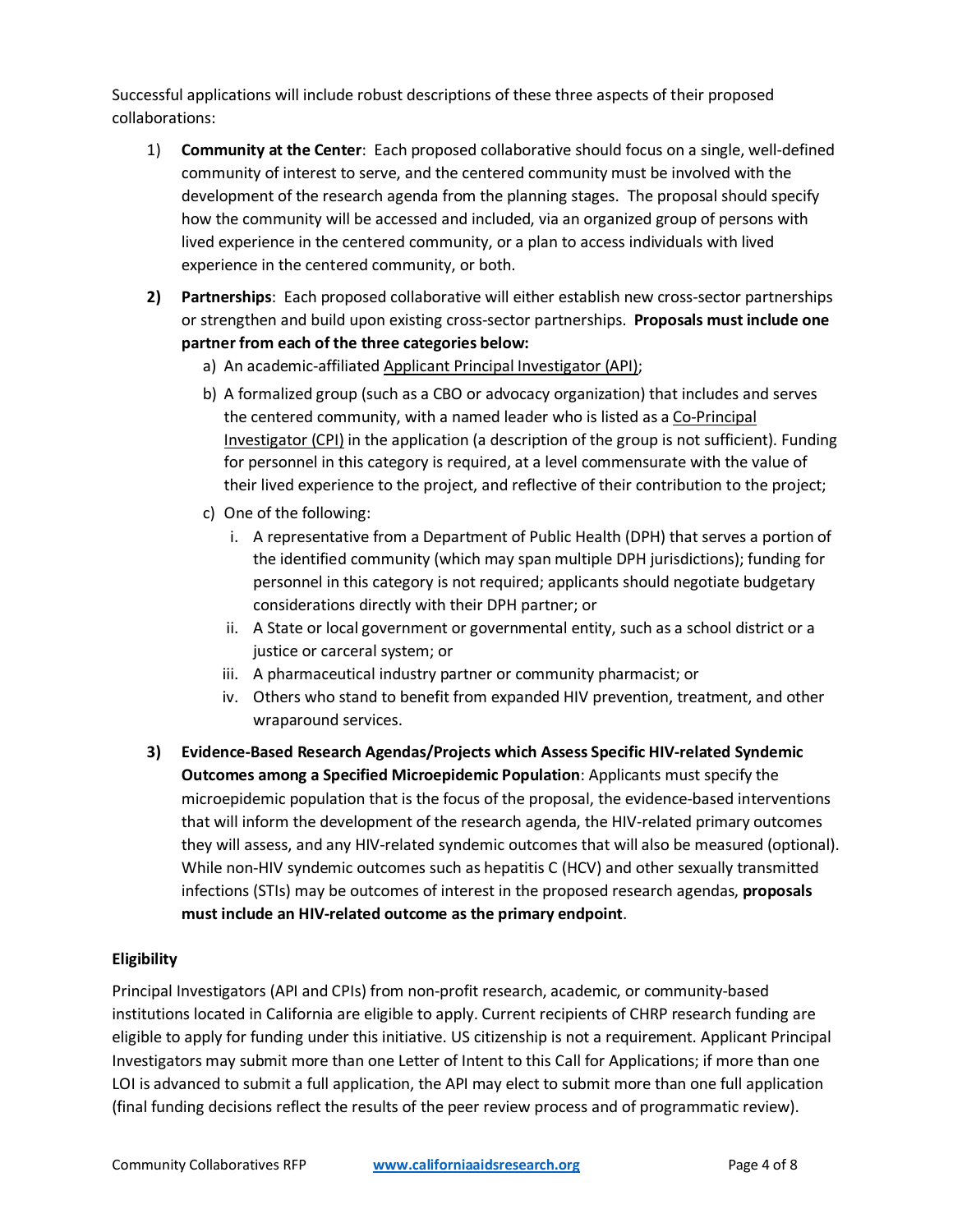Successful applications will include robust descriptions of these three aspects of their proposed collaborations:

1) **Community at the Center**: Each proposed collaborative should focus on a single, well-defined community of interest to serve, and the centered community must be involved with the development of the research agenda from the planning stages. The proposal should specify how the community will be accessed and included, via an organized group of persons with lived experience in the centered community, or a plan to access individuals with lived experience in the centered community, or both.

2) **Partnerships**: Each proposed collaborative will either establish new cross-sector partnerships or strengthen and build upon existing cross-sector partnerships. **Proposals must include one partner from each of the three categories below:**
   a) An academic-affiliated Applicant Principal Investigator (API);
   b) A formalized group (such as a CBO or advocacy organization) that includes and serves the centered community, with a named leader who is listed as a Co-Principal Investigator (CPI) in the application (a description of the group is not sufficient). Funding for personnel in this category is required, at a level commensurate with the value of their lived experience to the project, and reflective of their contribution to the project;
   c) One of the following:
      i. A representative from a Department of Public Health (DPH) that serves a portion of the identified community (which may span multiple DPH jurisdictions); funding for personnel in this category is not required; applicants should negotiate budgetary considerations directly with their DPH partner; or
      ii. A State or local government or governmental entity, such as a school district or a justice or carceral system; or
      iii. A pharmaceutical industry partner or community pharmacist; or
      iv. Others who stand to benefit from expanded HIV prevention, treatment, and other wraparound services.

3) **Evidence-Based Research Agendas/Projects which Assess Specific HIV-related Syndemic Outcomes among a Specified Microepidemic Population**: Applicants must specify the microepidemic population that is the focus of the proposal, the evidence-based interventions that will inform the development of the research agenda, the HIV-related primary outcomes they will assess, and any HIV-related syndemic outcomes that will also be measured (optional). While non-HIV syndemic outcomes such as hepatitis C (HCV) and other sexually transmitted infections (STIs) may be outcomes of interest in the proposed research agendas, **proposals must include an HIV-related outcome as the primary endpoint**.

**Eligibility**

Principal Investigators (API and CPIs) from non-profit research, academic, or community-based institutions located in California are eligible to apply. Current recipients of CHRP research funding are eligible to apply for funding under this initiative. US citizenship is not a requirement. Applicant Principal Investigators may submit more than one Letter of Intent to this Call for Applications; if more than one LOI is advanced to submit a full application, the API may elect to submit more than one full application (final funding decisions reflect the results of the peer review process and of programmatic review).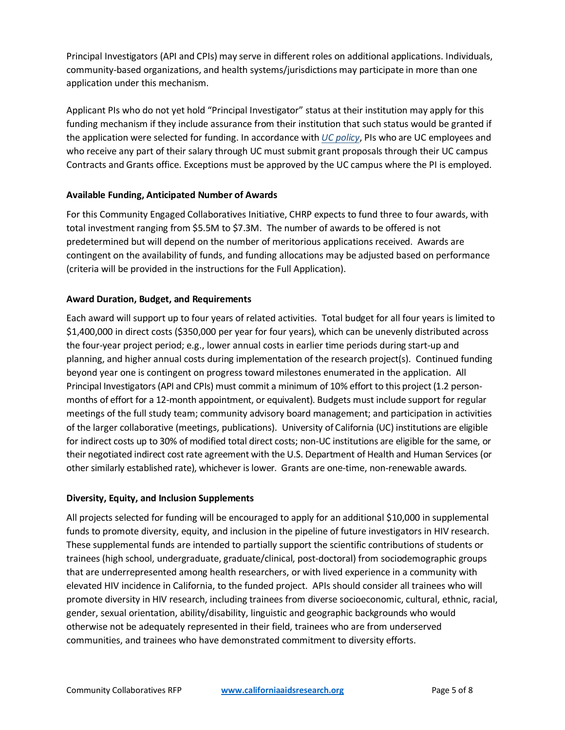Principal Investigators (API and CPIs) may serve in different roles on additional applications. Individuals, community-based organizations, and health systems/jurisdictions may participate in more than one application under this mechanism.

Applicant PIs who do not yet hold "Principal Investigator" status at their institution may apply for this funding mechanism if they include assurance from their institution that such status would be granted if the application were selected for funding. In accordance with *UC policy*, PIs who are UC employees and who receive any part of their salary through UC must submit grant proposals through their UC campus Contracts and Grants office. Exceptions must be approved by the UC campus where the PI is employed.

**Available Funding, Anticipated Number of Awards**

For this Community Engaged Collaboratives Initiative, CHRP expects to fund three to four awards, with total investment ranging from $5.5M to $7.3M. The number of awards to be offered is not predetermined but will depend on the number of meritorious applications received. Awards are contingent on the availability of funds, and funding allocations may be adjusted based on performance (criteria will be provided in the instructions for the Full Application).

**Award Duration, Budget, and Requirements**

Each award will support up to four years of related activities. Total budget for all four years is limited to $1,400,000 in direct costs ($350,000 per year for four years), which can be unevenly distributed across the four-year project period; e.g., lower annual costs in earlier time periods during start-up and planning, and higher annual costs during implementation of the research project(s). Continued funding beyond year one is contingent on progress toward milestones enumerated in the application. All Principal Investigators (API and CPIs) must commit a minimum of 10% effort to this project (1.2 person-months of effort for a 12-month appointment, or equivalent). Budgets must include support for regular meetings of the full study team; community advisory board management; and participation in activities of the larger collaborative (meetings, publications). University of California (UC) institutions are eligible for indirect costs up to 30% of modified total direct costs; non-UC institutions are eligible for the same, or their negotiated indirect cost rate agreement with the U.S. Department of Health and Human Services (or other similarly established rate), whichever is lower. Grants are one-time, non-renewable awards.

**Diversity, Equity, and Inclusion Supplements**

All projects selected for funding will be encouraged to apply for an additional $10,000 in supplemental funds to promote diversity, equity, and inclusion in the pipeline of future investigators in HIV research. These supplemental funds are intended to partially support the scientific contributions of students or trainees (high school, undergraduate, graduate/clinical, post-doctoral) from sociodemographic groups that are underrepresented among health researchers, or with lived experience in a community with elevated HIV incidence in California, to the funded project. APIs should consider all trainees who will promote diversity in HIV research, including trainees from diverse socioeconomic, cultural, ethnic, racial, gender, sexual orientation, ability/disability, linguistic and geographic backgrounds who would otherwise not be adequately represented in their field, trainees who are from underserved communities, and trainees who have demonstrated commitment to diversity efforts.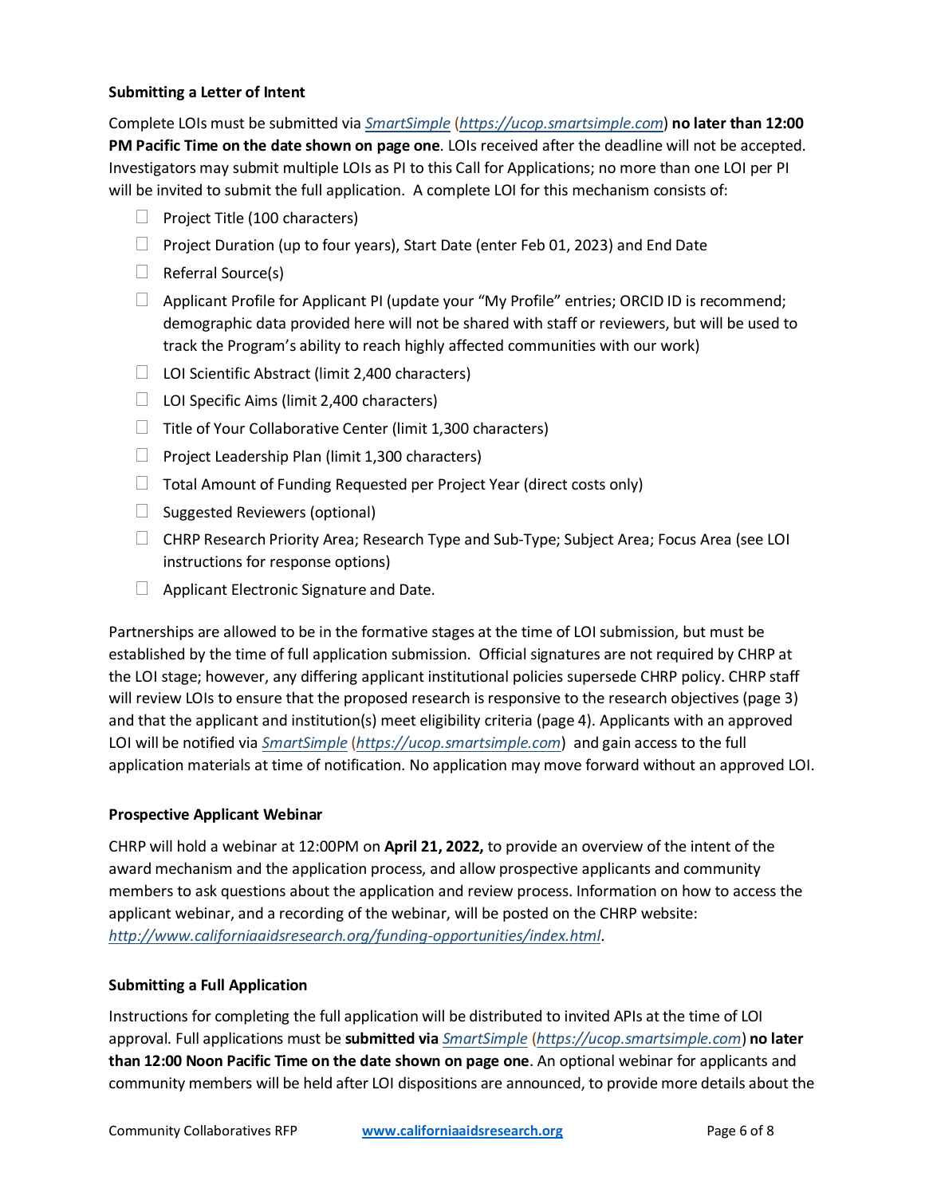**Submitting a Letter of Intent**

Complete LOIs must be submitted via *SmartSimple* (*https://ucop.smartsimple.com*) **no later than 12:00 PM Pacific Time on the date shown on page one**. LOIs received after the deadline will not be accepted. Investigators may submit multiple LOIs as PI to this Call for Applications; no more than one LOI per PI will be invited to submit the full application. A complete LOI for this mechanism consists of:

- ☐ Project Title (100 characters)
- ☐ Project Duration (up to four years), Start Date (enter Feb 01, 2023) and End Date
- ☐ Referral Source(s)
- ☐ Applicant Profile for Applicant PI (update your "My Profile" entries; ORCID ID is recommend; demographic data provided here will not be shared with staff or reviewers, but will be used to track the Program's ability to reach highly affected communities with our work)
- ☐ LOI Scientific Abstract (limit 2,400 characters)
- ☐ LOI Specific Aims (limit 2,400 characters)
- ☐ Title of Your Collaborative Center (limit 1,300 characters)
- ☐ Project Leadership Plan (limit 1,300 characters)
- ☐ Total Amount of Funding Requested per Project Year (direct costs only)
- ☐ Suggested Reviewers (optional)
- ☐ CHRP Research Priority Area; Research Type and Sub-Type; Subject Area; Focus Area (see LOI instructions for response options)
- ☐ Applicant Electronic Signature and Date.

Partnerships are allowed to be in the formative stages at the time of LOI submission, but must be established by the time of full application submission. Official signatures are not required by CHRP at the LOI stage; however, any differing applicant institutional policies supersede CHRP policy. CHRP staff will review LOIs to ensure that the proposed research is responsive to the research objectives (page 3) and that the applicant and institution(s) meet eligibility criteria (page 4). Applicants with an approved LOI will be notified via *SmartSimple* (*https://ucop.smartsimple.com*) and gain access to the full application materials at time of notification. No application may move forward without an approved LOI.

**Prospective Applicant Webinar**

CHRP will hold a webinar at 12:00PM on **April 21, 2022,** to provide an overview of the intent of the award mechanism and the application process, and allow prospective applicants and community members to ask questions about the application and review process. Information on how to access the applicant webinar, and a recording of the webinar, will be posted on the CHRP website: *http://www.californiaaidsresearch.org/funding-opportunities/index.html*.

**Submitting a Full Application**

Instructions for completing the full application will be distributed to invited APIs at the time of LOI approval. Full applications must be **submitted via** *SmartSimple* (*https://ucop.smartsimple.com*) **no later than 12:00 Noon Pacific Time on the date shown on page one**. An optional webinar for applicants and community members will be held after LOI dispositions are announced, to provide more details about the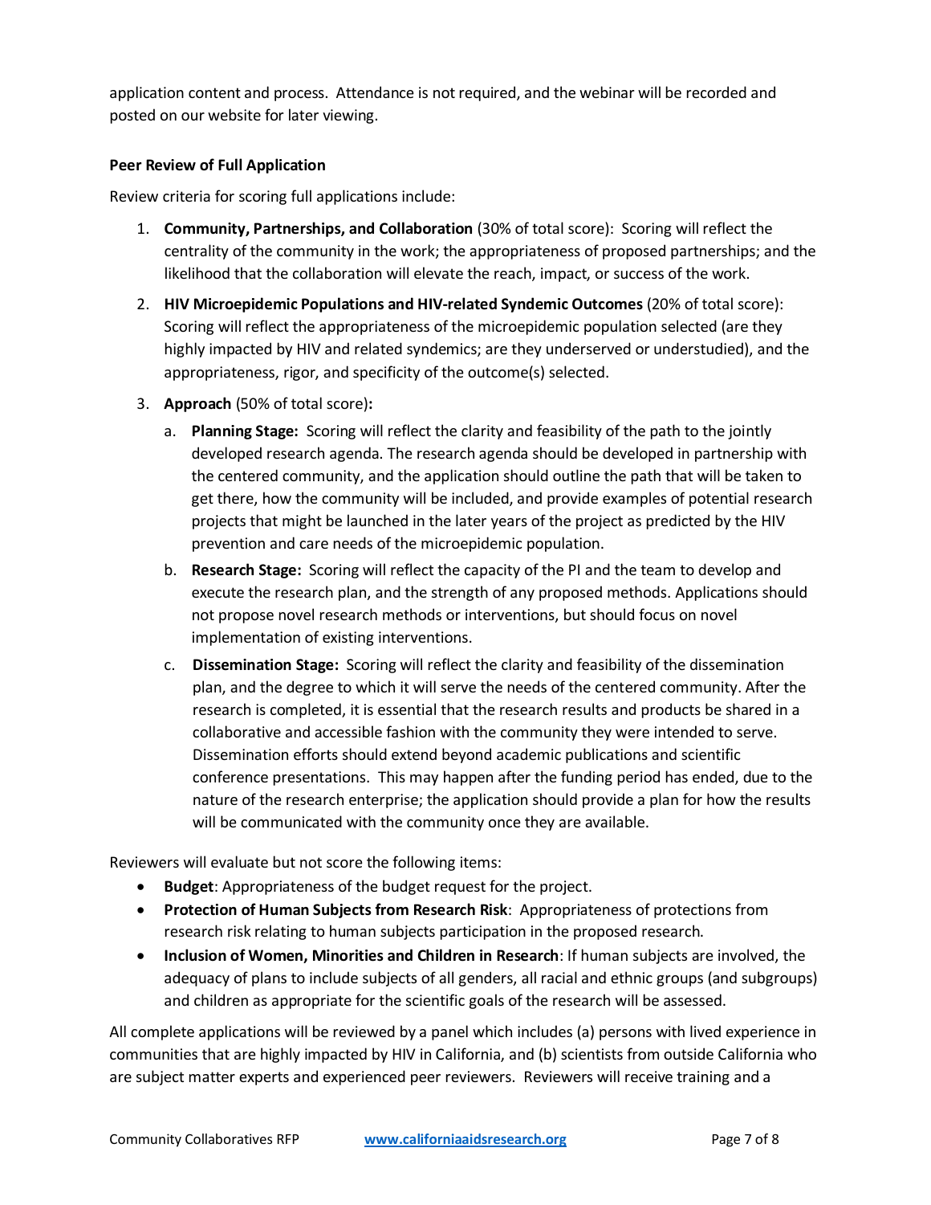application content and process. Attendance is not required, and the webinar will be recorded and posted on our website for later viewing.

**Peer Review of Full Application**

Review criteria for scoring full applications include:

1. **Community, Partnerships, and Collaboration** (30% of total score): Scoring will reflect the centrality of the community in the work; the appropriateness of proposed partnerships; and the likelihood that the collaboration will elevate the reach, impact, or success of the work.
2. **HIV Microepidemic Populations and HIV-related Syndemic Outcomes** (20% of total score): Scoring will reflect the appropriateness of the microepidemic population selected (are they highly impacted by HIV and related syndemics; are they underserved or understudied), and the appropriateness, rigor, and specificity of the outcome(s) selected.
3. **Approach** (50% of total score)**:**
   a. **Planning Stage:** Scoring will reflect the clarity and feasibility of the path to the jointly developed research agenda. The research agenda should be developed in partnership with the centered community, and the application should outline the path that will be taken to get there, how the community will be included, and provide examples of potential research projects that might be launched in the later years of the project as predicted by the HIV prevention and care needs of the microepidemic population.
   b. **Research Stage:** Scoring will reflect the capacity of the PI and the team to develop and execute the research plan, and the strength of any proposed methods. Applications should not propose novel research methods or interventions, but should focus on novel implementation of existing interventions.
   c. **Dissemination Stage:** Scoring will reflect the clarity and feasibility of the dissemination plan, and the degree to which it will serve the needs of the centered community. After the research is completed, it is essential that the research results and products be shared in a collaborative and accessible fashion with the community they were intended to serve. Dissemination efforts should extend beyond academic publications and scientific conference presentations. This may happen after the funding period has ended, due to the nature of the research enterprise; the application should provide a plan for how the results will be communicated with the community once they are available.

Reviewers will evaluate but not score the following items:

- **Budget**: Appropriateness of the budget request for the project.
- **Protection of Human Subjects from Research Risk**: Appropriateness of protections from research risk relating to human subjects participation in the proposed research.
- **Inclusion of Women, Minorities and Children in Research**: If human subjects are involved, the adequacy of plans to include subjects of all genders, all racial and ethnic groups (and subgroups) and children as appropriate for the scientific goals of the research will be assessed.

All complete applications will be reviewed by a panel which includes (a) persons with lived experience in communities that are highly impacted by HIV in California, and (b) scientists from outside California who are subject matter experts and experienced peer reviewers. Reviewers will receive training and a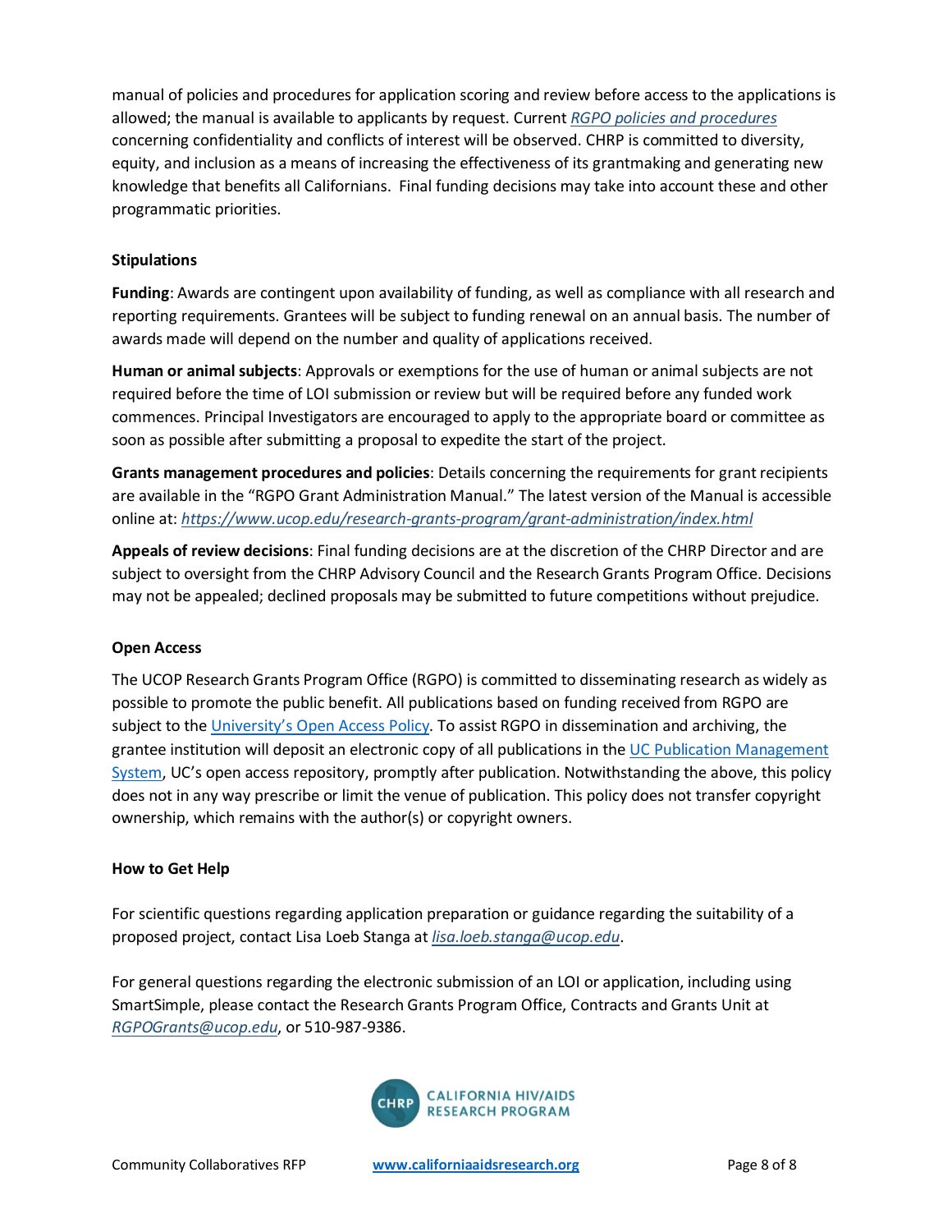manual of policies and procedures for application scoring and review before access to the applications is allowed; the manual is available to applicants by request. Current *RGPO policies and procedures* concerning confidentiality and conflicts of interest will be observed. CHRP is committed to diversity, equity, and inclusion as a means of increasing the effectiveness of its grantmaking and generating new knowledge that benefits all Californians. Final funding decisions may take into account these and other programmatic priorities.

### Stipulations

**Funding**: Awards are contingent upon availability of funding, as well as compliance with all research and reporting requirements. Grantees will be subject to funding renewal on an annual basis. The number of awards made will depend on the number and quality of applications received.

**Human or animal subjects**: Approvals or exemptions for the use of human or animal subjects are not required before the time of LOI submission or review but will be required before any funded work commences. Principal Investigators are encouraged to apply to the appropriate board or committee as soon as possible after submitting a proposal to expedite the start of the project.

**Grants management procedures and policies**: Details concerning the requirements for grant recipients are available in the “RGPO Grant Administration Manual.” The latest version of the Manual is accessible online at: *https://www.ucop.edu/research-grants-program/grant-administration/index.html*

**Appeals of review decisions**: Final funding decisions are at the discretion of the CHRP Director and are subject to oversight from the CHRP Advisory Council and the Research Grants Program Office. Decisions may not be appealed; declined proposals may be submitted to future competitions without prejudice.

### Open Access

The UCOP Research Grants Program Office (RGPO) is committed to disseminating research as widely as possible to promote the public benefit. All publications based on funding received from RGPO are subject to the University’s Open Access Policy. To assist RGPO in dissemination and archiving, the grantee institution will deposit an electronic copy of all publications in the UC Publication Management System, UC’s open access repository, promptly after publication. Notwithstanding the above, this policy does not in any way prescribe or limit the venue of publication. This policy does not transfer copyright ownership, which remains with the author(s) or copyright owners.

### How to Get Help

For scientific questions regarding application preparation or guidance regarding the suitability of a proposed project, contact Lisa Loeb Stanga at *lisa.loeb.stanga@ucop.edu*.

For general questions regarding the electronic submission of an LOI or application, including using SmartSimple, please contact the Research Grants Program Office, Contracts and Grants Unit at *RGPOGrants@ucop.edu*, or 510-987-9386.

CHRP CALIFORNIA HIV/AIDS RESEARCH PROGRAM